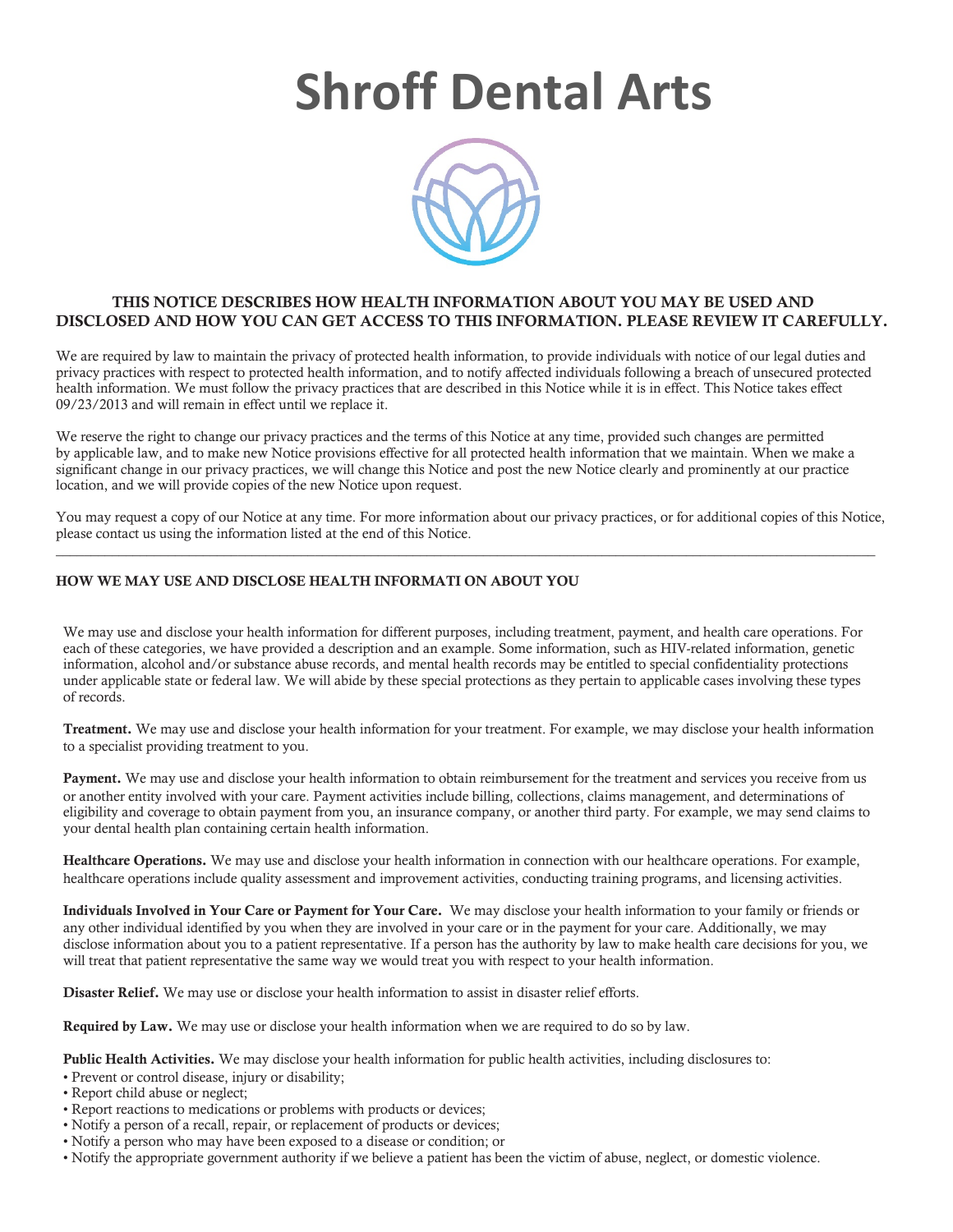# Shroff Dental Arts

**THIS NOTICE DESCRIBES HOW HEALTH INFORMATION ABOUT YOU MAY BE USED AND DISCLOSED AND HOW YOU CAN GET ACCESS TO THIS INFORMATION. PLEASE REVIEW IT CAREFULLY.**

We are required by law to maintain the privacy of protected health information, to provide individuals with notice of our legal duties and privacy practices with respect to protected health information, and to notify affected individuals following a breach of unsecured protected health information. We must follow the privacy practices that are described in this Notice while it is in effect. This Notice takes effect 09/23/2013 and will remain in effect until we replace it.

We reserve the right to change our privacy practices and the terms of this Notice at any time, provided such changes are permitted by applicable law, and to make new Notice provisions effective for all protected health information that we maintain. When we make a significant change in our privacy practices, we will change this Notice and post the new Notice clearly and prominently at our practice location, and we will provide copies of the new Notice upon request.

You may request a copy of our Notice at any time. For more information about our privacy practices, or for additional copies of this Notice, please contact us using the information listed at the end of this Notice.

---

## HOW WE MAY USE AND DISCLOSE HEALTH INFORMATI ON ABOUT YOU

We may use and disclose your health information for different purposes, including treatment, payment, and health care operations. For each of these categories, we have provided a description and an example. Some information, such as HIV-related information, genetic information, alcohol and/or substance abuse records, and mental health records may be entitled to special confidentiality protections under applicable state or federal law. We will abide by these special protections as they pertain to applicable cases involving these types of records.

**Treatment.** We may use and disclose your health information for your treatment. For example, we may disclose your health information to a specialist providing treatment to you.

**Payment.** We may use and disclose your health information to obtain reimbursement for the treatment and services you receive from us or another entity involved with your care. Payment activities include billing, collections, claims management, and determinations of eligibility and coverage to obtain payment from you, an insurance company, or another third party. For example, we may send claims to your dental health plan containing certain health information.

**Healthcare Operations.** We may use and disclose your health information in connection with our healthcare operations. For example, healthcare operations include quality assessment and improvement activities, conducting training programs, and licensing activities.

**Individuals Involved in Your Care or Payment for Your Care.** We may disclose your health information to your family or friends or any other individual identified by you when they are involved in your care or in the payment for your care. Additionally, we may disclose information about you to a patient representative. If a person has the authority by law to make health care decisions for you, we will treat that patient representative the same way we would treat you with respect to your health information.

**Disaster Relief.** We may use or disclose your health information to assist in disaster relief efforts.

**Required by Law.** We may use or disclose your health information when we are required to do so by law.

**Public Health Activities.** We may disclose your health information for public health activities, including disclosures to:

- Prevent or control disease, injury or disability;
- Report child abuse or neglect;
- Report reactions to medications or problems with products or devices;
- Notify a person of a recall, repair, or replacement of products or devices;
- Notify a person who may have been exposed to a disease or condition; or
- Notify the appropriate government authority if we believe a patient has been the victim of abuse, neglect, or domestic violence.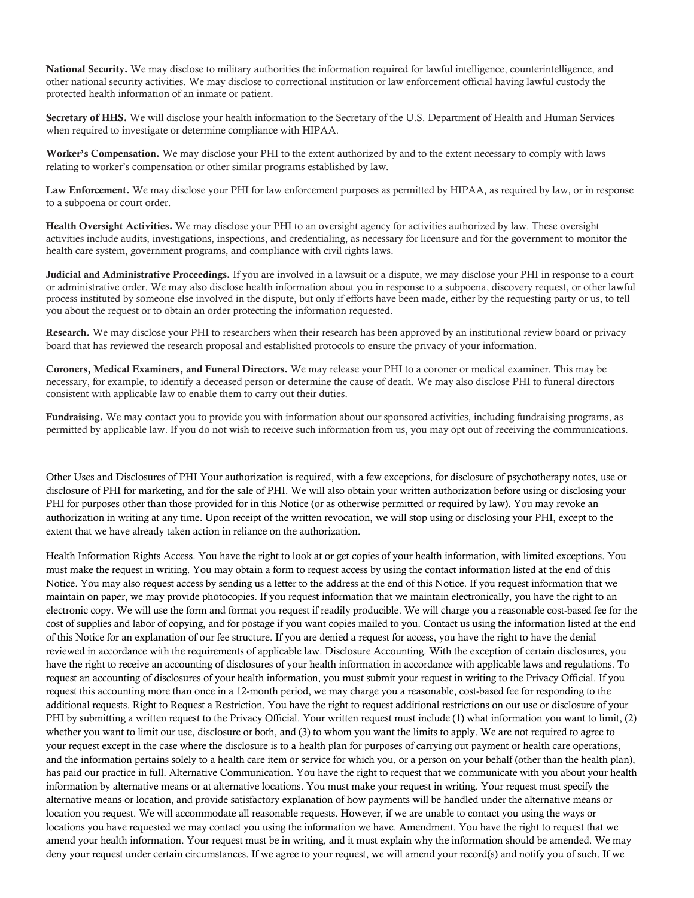**National Security.** We may disclose to military authorities the information required for lawful intelligence, counterintelligence, and other national security activities. We may disclose to correctional institution or law enforcement official having lawful custody the protected health information of an inmate or patient.

**Secretary of HHS.** We will disclose your health information to the Secretary of the U.S. Department of Health and Human Services when required to investigate or determine compliance with HIPAA.

**Worker's Compensation.** We may disclose your PHI to the extent authorized by and to the extent necessary to comply with laws relating to worker's compensation or other similar programs established by law.

**Law Enforcement.** We may disclose your PHI for law enforcement purposes as permitted by HIPAA, as required by law, or in response to a subpoena or court order.

**Health Oversight Activities.** We may disclose your PHI to an oversight agency for activities authorized by law. These oversight activities include audits, investigations, inspections, and credentialing, as necessary for licensure and for the government to monitor the health care system, government programs, and compliance with civil rights laws.

**Judicial and Administrative Proceedings.** If you are involved in a lawsuit or a dispute, we may disclose your PHI in response to a court or administrative order. We may also disclose health information about you in response to a subpoena, discovery request, or other lawful process instituted by someone else involved in the dispute, but only if efforts have been made, either by the requesting party or us, to tell you about the request or to obtain an order protecting the information requested.

**Research.** We may disclose your PHI to researchers when their research has been approved by an institutional review board or privacy board that has reviewed the research proposal and established protocols to ensure the privacy of your information.

**Coroners, Medical Examiners, and Funeral Directors.** We may release your PHI to a coroner or medical examiner. This may be necessary, for example, to identify a deceased person or determine the cause of death. We may also disclose PHI to funeral directors consistent with applicable law to enable them to carry out their duties.

**Fundraising.** We may contact you to provide you with information about our sponsored activities, including fundraising programs, as permitted by applicable law. If you do not wish to receive such information from us, you may opt out of receiving the communications.

Other Uses and Disclosures of PHI Your authorization is required, with a few exceptions, for disclosure of psychotherapy notes, use or disclosure of PHI for marketing, and for the sale of PHI. We will also obtain your written authorization before using or disclosing your PHI for purposes other than those provided for in this Notice (or as otherwise permitted or required by law). You may revoke an authorization in writing at any time. Upon receipt of the written revocation, we will stop using or disclosing your PHI, except to the extent that we have already taken action in reliance on the authorization.

Health Information Rights Access. You have the right to look at or get copies of your health information, with limited exceptions. You must make the request in writing. You may obtain a form to request access by using the contact information listed at the end of this Notice. You may also request access by sending us a letter to the address at the end of this Notice. If you request information that we maintain on paper, we may provide photocopies. If you request information that we maintain electronically, you have the right to an electronic copy. We will use the form and format you request if readily producible. We will charge you a reasonable cost-based fee for the cost of supplies and labor of copying, and for postage if you want copies mailed to you. Contact us using the information listed at the end of this Notice for an explanation of our fee structure. If you are denied a request for access, you have the right to have the denial reviewed in accordance with the requirements of applicable law. Disclosure Accounting. With the exception of certain disclosures, you have the right to receive an accounting of disclosures of your health information in accordance with applicable laws and regulations. To request an accounting of disclosures of your health information, you must submit your request in writing to the Privacy Official. If you request this accounting more than once in a 12-month period, we may charge you a reasonable, cost-based fee for responding to the additional requests. Right to Request a Restriction. You have the right to request additional restrictions on our use or disclosure of your PHI by submitting a written request to the Privacy Official. Your written request must include (1) what information you want to limit, (2) whether you want to limit our use, disclosure or both, and (3) to whom you want the limits to apply. We are not required to agree to your request except in the case where the disclosure is to a health plan for purposes of carrying out payment or health care operations, and the information pertains solely to a health care item or service for which you, or a person on your behalf (other than the health plan), has paid our practice in full. Alternative Communication. You have the right to request that we communicate with you about your health information by alternative means or at alternative locations. You must make your request in writing. Your request must specify the alternative means or location, and provide satisfactory explanation of how payments will be handled under the alternative means or location you request. We will accommodate all reasonable requests. However, if we are unable to contact you using the ways or locations you have requested we may contact you using the information we have. Amendment. You have the right to request that we amend your health information. Your request must be in writing, and it must explain why the information should be amended. We may deny your request under certain circumstances. If we agree to your request, we will amend your record(s) and notify you of such. If we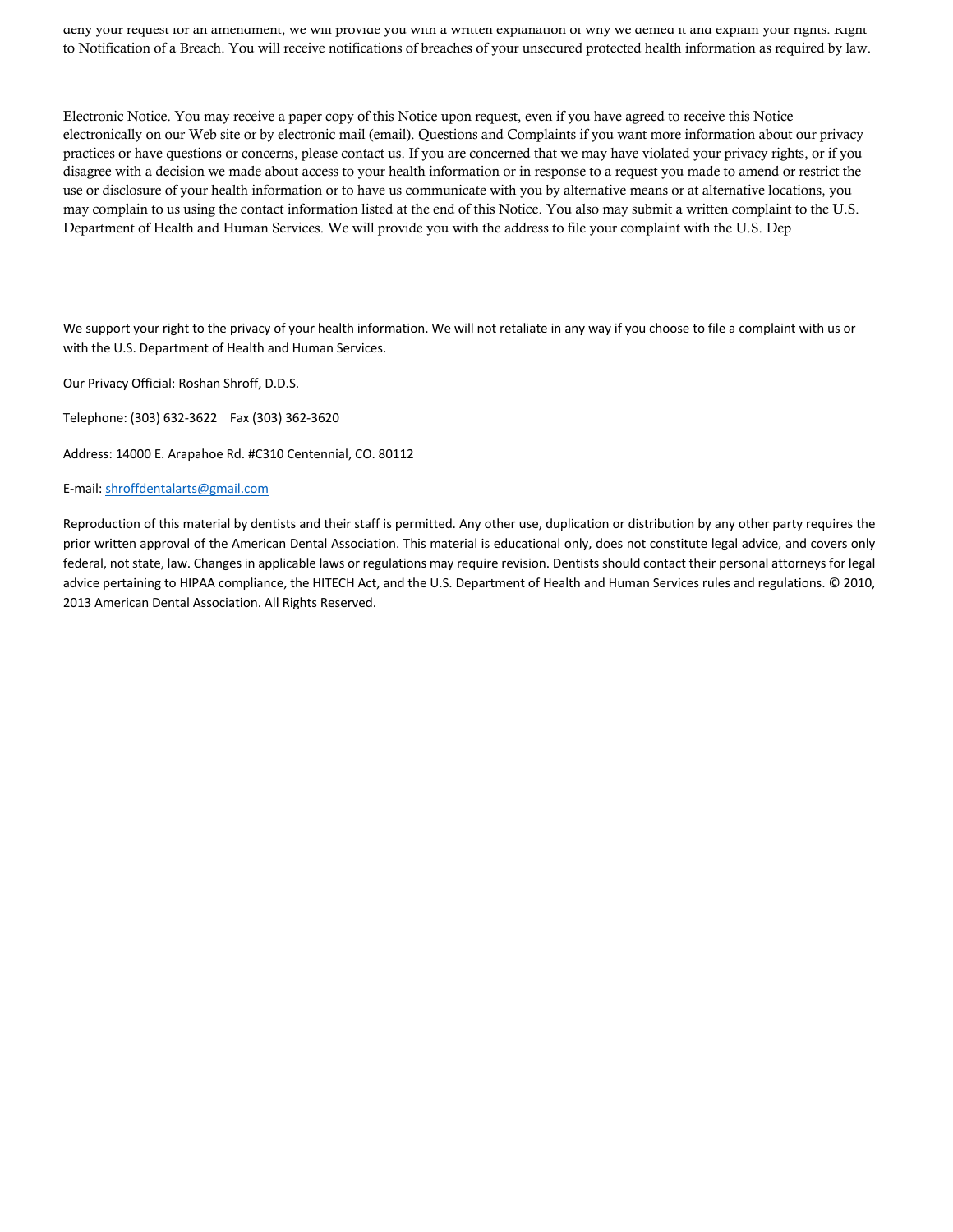deny your request for an amendment, we will provide you with a written explanation of why we denied it and explain your rights. Right to Notification of a Breach. You will receive notifications of breaches of your unsecured protected health information as required by law.

Electronic Notice. You may receive a paper copy of this Notice upon request, even if you have agreed to receive this Notice electronically on our Web site or by electronic mail (email). Questions and Complaints if you want more information about our privacy practices or have questions or concerns, please contact us. If you are concerned that we may have violated your privacy rights, or if you disagree with a decision we made about access to your health information or in response to a request you made to amend or restrict the use or disclosure of your health information or to have us communicate with you by alternative means or at alternative locations, you may complain to us using the contact information listed at the end of this Notice. You also may submit a written complaint to the U.S. Department of Health and Human Services. We will provide you with the address to file your complaint with the U.S. Dep

We support your right to the privacy of your health information. We will not retaliate in any way if you choose to file a complaint with us or with the U.S. Department of Health and Human Services.

Our Privacy Official: Roshan Shroff, D.D.S.

Telephone: (303) 632-3622 Fax (303) 362-3620

Address: 14000 E. Arapahoe Rd. #C310 Centennial, CO. 80112

E-mail: shroffdentalarts@gmail.com

Reproduction of this material by dentists and their staff is permitted. Any other use, duplication or distribution by any other party requires the prior written approval of the American Dental Association. This material is educational only, does not constitute legal advice, and covers only federal, not state, law. Changes in applicable laws or regulations may require revision. Dentists should contact their personal attorneys for legal advice pertaining to HIPAA compliance, the HITECH Act, and the U.S. Department of Health and Human Services rules and regulations. © 2010, 2013 American Dental Association. All Rights Reserved.